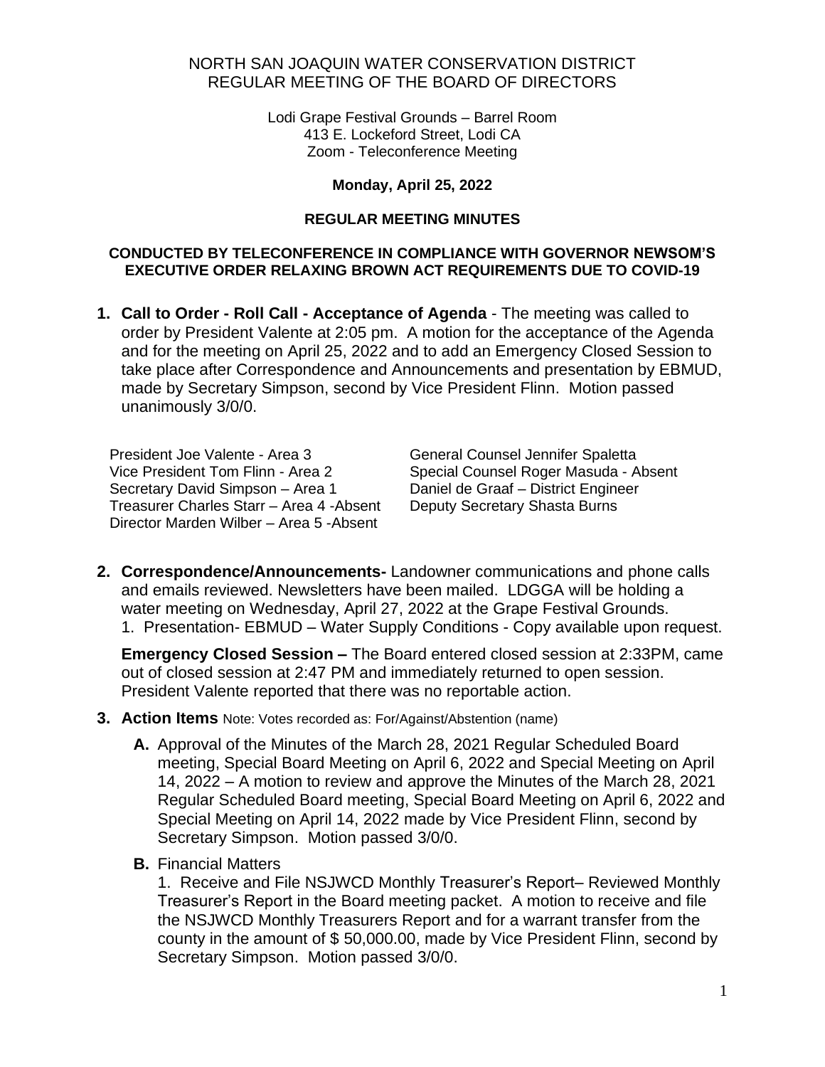# NORTH SAN JOAQUIN WATER CONSERVATION DISTRICT
## REGULAR MEETING OF THE BOARD OF DIRECTORS

Lodi Grape Festival Grounds – Barrel Room
413 E. Lockeford Street, Lodi CA
Zoom - Teleconference Meeting

**Monday, April 25, 2022**

**REGULAR MEETING MINUTES**

**CONDUCTED BY TELECONFERENCE IN COMPLIANCE WITH GOVERNOR NEWSOM'S EXECUTIVE ORDER RELAXING BROWN ACT REQUIREMENTS DUE TO COVID-19**

1. **Call to Order - Roll Call - Acceptance of Agenda** - The meeting was called to order by President Valente at 2:05 pm. A motion for the acceptance of the Agenda and for the meeting on April 25, 2022 and to add an Emergency Closed Session to take place after Correspondence and Announcements and presentation by EBMUD, made by Secretary Simpson, second by Vice President Flinn. Motion passed unanimously 3/0/0.

President Joe Valente - Area 3
Vice President Tom Flinn - Area 2
Secretary David Simpson – Area 1
Treasurer Charles Starr – Area 4 -Absent
Director Marden Wilber – Area 5 -Absent

General Counsel Jennifer Spaletta
Special Counsel Roger Masuda - Absent
Daniel de Graaf – District Engineer
Deputy Secretary Shasta Burns

2. **Correspondence/Announcements-** Landowner communications and phone calls and emails reviewed. Newsletters have been mailed. LDGGA will be holding a water meeting on Wednesday, April 27, 2022 at the Grape Festival Grounds.
   1. Presentation- EBMUD – Water Supply Conditions - Copy available upon request.

   **Emergency Closed Session –** The Board entered closed session at 2:33PM, came out of closed session at 2:47 PM and immediately returned to open session. President Valente reported that there was no reportable action.

3. **Action Items** Note: Votes recorded as: For/Against/Abstention (name)

   **A.** Approval of the Minutes of the March 28, 2021 Regular Scheduled Board meeting, Special Board Meeting on April 6, 2022 and Special Meeting on April 14, 2022 – A motion to review and approve the Minutes of the March 28, 2021 Regular Scheduled Board meeting, Special Board Meeting on April 6, 2022 and Special Meeting on April 14, 2022 made by Vice President Flinn, second by Secretary Simpson. Motion passed 3/0/0.

   **B.** Financial Matters
   1. Receive and File NSJWCD Monthly Treasurer's Report– Reviewed Monthly Treasurer's Report in the Board meeting packet. A motion to receive and file the NSJWCD Monthly Treasurers Report and for a warrant transfer from the county in the amount of $ 50,000.00, made by Vice President Flinn, second by Secretary Simpson. Motion passed 3/0/0.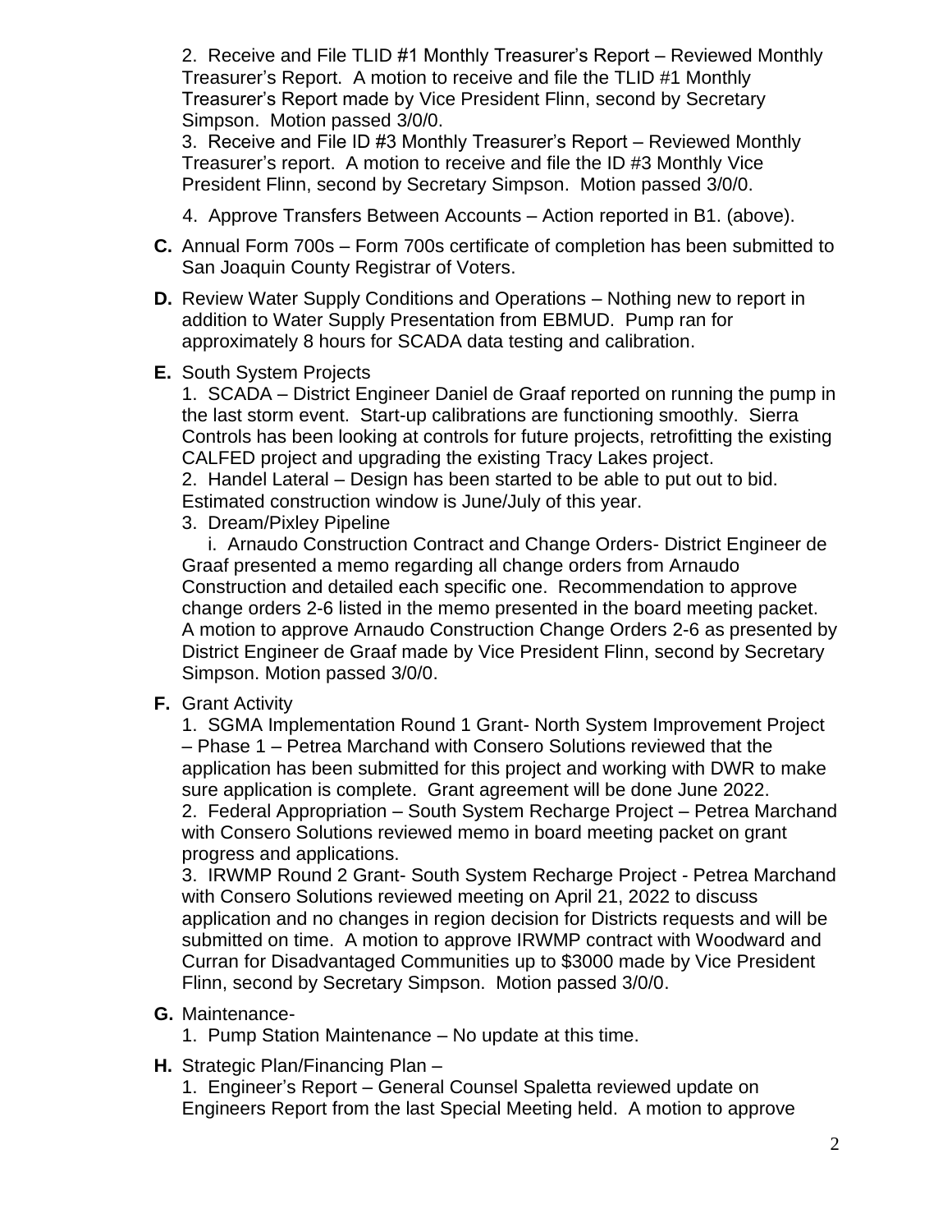2. Receive and File TLID #1 Monthly Treasurer's Report – Reviewed Monthly Treasurer's Report. A motion to receive and file the TLID #1 Monthly Treasurer's Report made by Vice President Flinn, second by Secretary Simpson. Motion passed 3/0/0.

3. Receive and File ID #3 Monthly Treasurer's Report – Reviewed Monthly Treasurer's report. A motion to receive and file the ID #3 Monthly Vice President Flinn, second by Secretary Simpson. Motion passed 3/0/0.

4. Approve Transfers Between Accounts – Action reported in B1. (above).

**C.** Annual Form 700s – Form 700s certificate of completion has been submitted to San Joaquin County Registrar of Voters.

**D.** Review Water Supply Conditions and Operations – Nothing new to report in addition to Water Supply Presentation from EBMUD. Pump ran for approximately 8 hours for SCADA data testing and calibration.

**E.** South System Projects

1. SCADA – District Engineer Daniel de Graaf reported on running the pump in the last storm event. Start-up calibrations are functioning smoothly. Sierra Controls has been looking at controls for future projects, retrofitting the existing CALFED project and upgrading the existing Tracy Lakes project.

2. Handel Lateral – Design has been started to be able to put out to bid. Estimated construction window is June/July of this year.

3. Dream/Pixley Pipeline

i. Arnaudo Construction Contract and Change Orders- District Engineer de Graaf presented a memo regarding all change orders from Arnaudo Construction and detailed each specific one. Recommendation to approve change orders 2-6 listed in the memo presented in the board meeting packet. A motion to approve Arnaudo Construction Change Orders 2-6 as presented by District Engineer de Graaf made by Vice President Flinn, second by Secretary Simpson. Motion passed 3/0/0.

**F.** Grant Activity

1. SGMA Implementation Round 1 Grant- North System Improvement Project – Phase 1 – Petrea Marchand with Consero Solutions reviewed that the application has been submitted for this project and working with DWR to make sure application is complete. Grant agreement will be done June 2022.

2. Federal Appropriation – South System Recharge Project – Petrea Marchand with Consero Solutions reviewed memo in board meeting packet on grant progress and applications.

3. IRWMP Round 2 Grant- South System Recharge Project - Petrea Marchand with Consero Solutions reviewed meeting on April 21, 2022 to discuss application and no changes in region decision for Districts requests and will be submitted on time. A motion to approve IRWMP contract with Woodward and Curran for Disadvantaged Communities up to $3000 made by Vice President Flinn, second by Secretary Simpson. Motion passed 3/0/0.

**G.** Maintenance-

1. Pump Station Maintenance – No update at this time.

**H.** Strategic Plan/Financing Plan –

1. Engineer's Report – General Counsel Spaletta reviewed update on Engineers Report from the last Special Meeting held. A motion to approve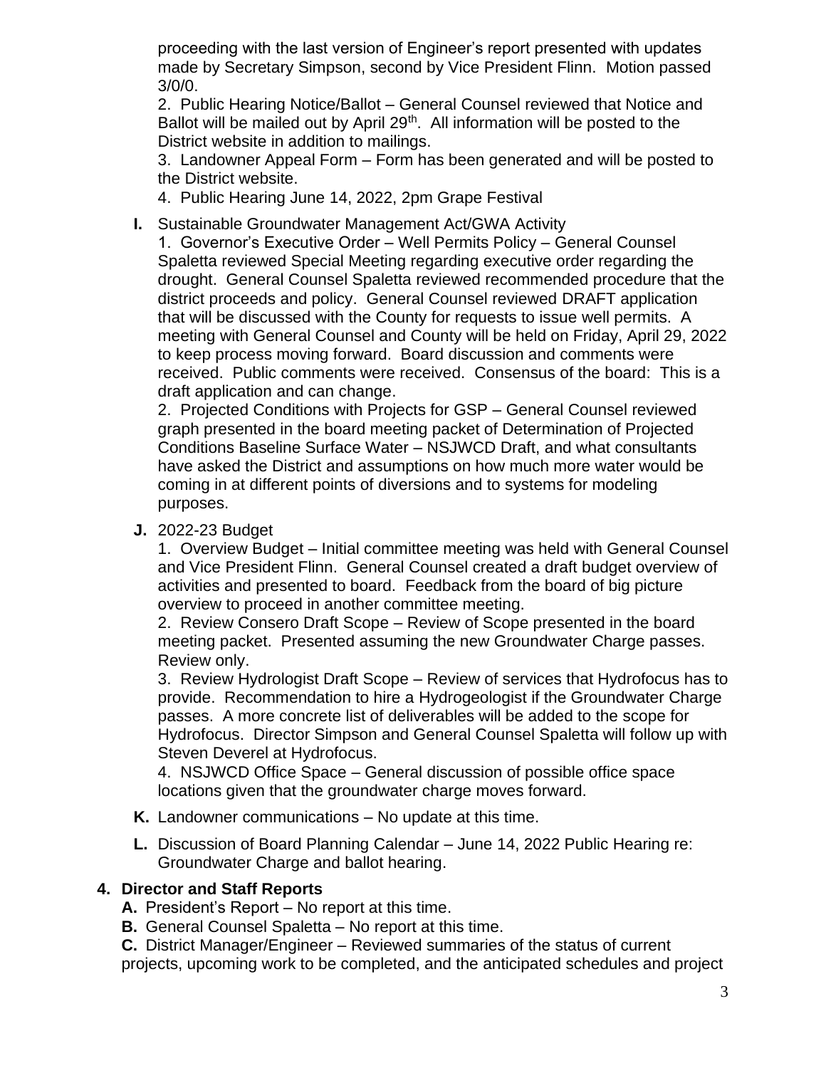proceeding with the last version of Engineer's report presented with updates made by Secretary Simpson, second by Vice President Flinn. Motion passed 3/0/0.

2. Public Hearing Notice/Ballot – General Counsel reviewed that Notice and Ballot will be mailed out by April 29th. All information will be posted to the District website in addition to mailings.

3. Landowner Appeal Form – Form has been generated and will be posted to the District website.

4. Public Hearing June 14, 2022, 2pm Grape Festival

**I.** Sustainable Groundwater Management Act/GWA Activity

1. Governor's Executive Order – Well Permits Policy – General Counsel Spaletta reviewed Special Meeting regarding executive order regarding the drought. General Counsel Spaletta reviewed recommended procedure that the district proceeds and policy. General Counsel reviewed DRAFT application that will be discussed with the County for requests to issue well permits. A meeting with General Counsel and County will be held on Friday, April 29, 2022 to keep process moving forward. Board discussion and comments were received. Public comments were received. Consensus of the board: This is a draft application and can change.

2. Projected Conditions with Projects for GSP – General Counsel reviewed graph presented in the board meeting packet of Determination of Projected Conditions Baseline Surface Water – NSJWCD Draft, and what consultants have asked the District and assumptions on how much more water would be coming in at different points of diversions and to systems for modeling purposes.

**J.** 2022-23 Budget

1. Overview Budget – Initial committee meeting was held with General Counsel and Vice President Flinn. General Counsel created a draft budget overview of activities and presented to board. Feedback from the board of big picture overview to proceed in another committee meeting.

2. Review Consero Draft Scope – Review of Scope presented in the board meeting packet. Presented assuming the new Groundwater Charge passes. Review only.

3. Review Hydrologist Draft Scope – Review of services that Hydrofocus has to provide. Recommendation to hire a Hydrogeologist if the Groundwater Charge passes. A more concrete list of deliverables will be added to the scope for Hydrofocus. Director Simpson and General Counsel Spaletta will follow up with Steven Deverel at Hydrofocus.

4. NSJWCD Office Space – General discussion of possible office space locations given that the groundwater charge moves forward.

**K.** Landowner communications – No update at this time.

**L.** Discussion of Board Planning Calendar – June 14, 2022 Public Hearing re: Groundwater Charge and ballot hearing.

## 4. Director and Staff Reports

**A.** President's Report – No report at this time.

**B.** General Counsel Spaletta – No report at this time.

**C.** District Manager/Engineer – Reviewed summaries of the status of current projects, upcoming work to be completed, and the anticipated schedules and project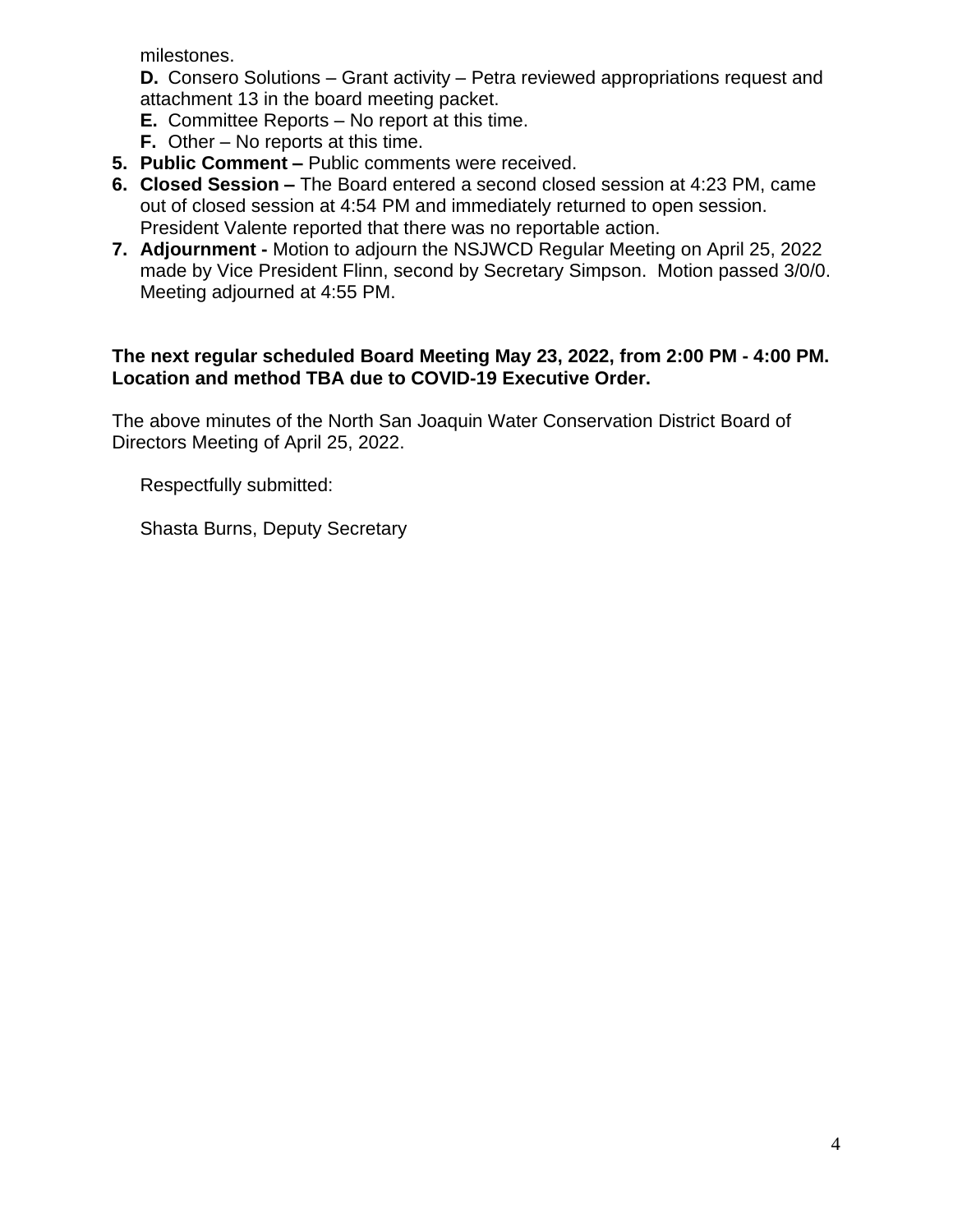milestones.

**D.** Consero Solutions – Grant activity – Petra reviewed appropriations request and attachment 13 in the board meeting packet.

**E.** Committee Reports – No report at this time.

**F.** Other – No reports at this time.

5. **Public Comment –** Public comments were received.
6. **Closed Session –** The Board entered a second closed session at 4:23 PM, came out of closed session at 4:54 PM and immediately returned to open session. President Valente reported that there was no reportable action.
7. **Adjournment -** Motion to adjourn the NSJWCD Regular Meeting on April 25, 2022 made by Vice President Flinn, second by Secretary Simpson. Motion passed 3/0/0. Meeting adjourned at 4:55 PM.

**The next regular scheduled Board Meeting May 23, 2022, from 2:00 PM - 4:00 PM. Location and method TBA due to COVID-19 Executive Order.**

The above minutes of the North San Joaquin Water Conservation District Board of Directors Meeting of April 25, 2022.

Respectfully submitted:

Shasta Burns, Deputy Secretary